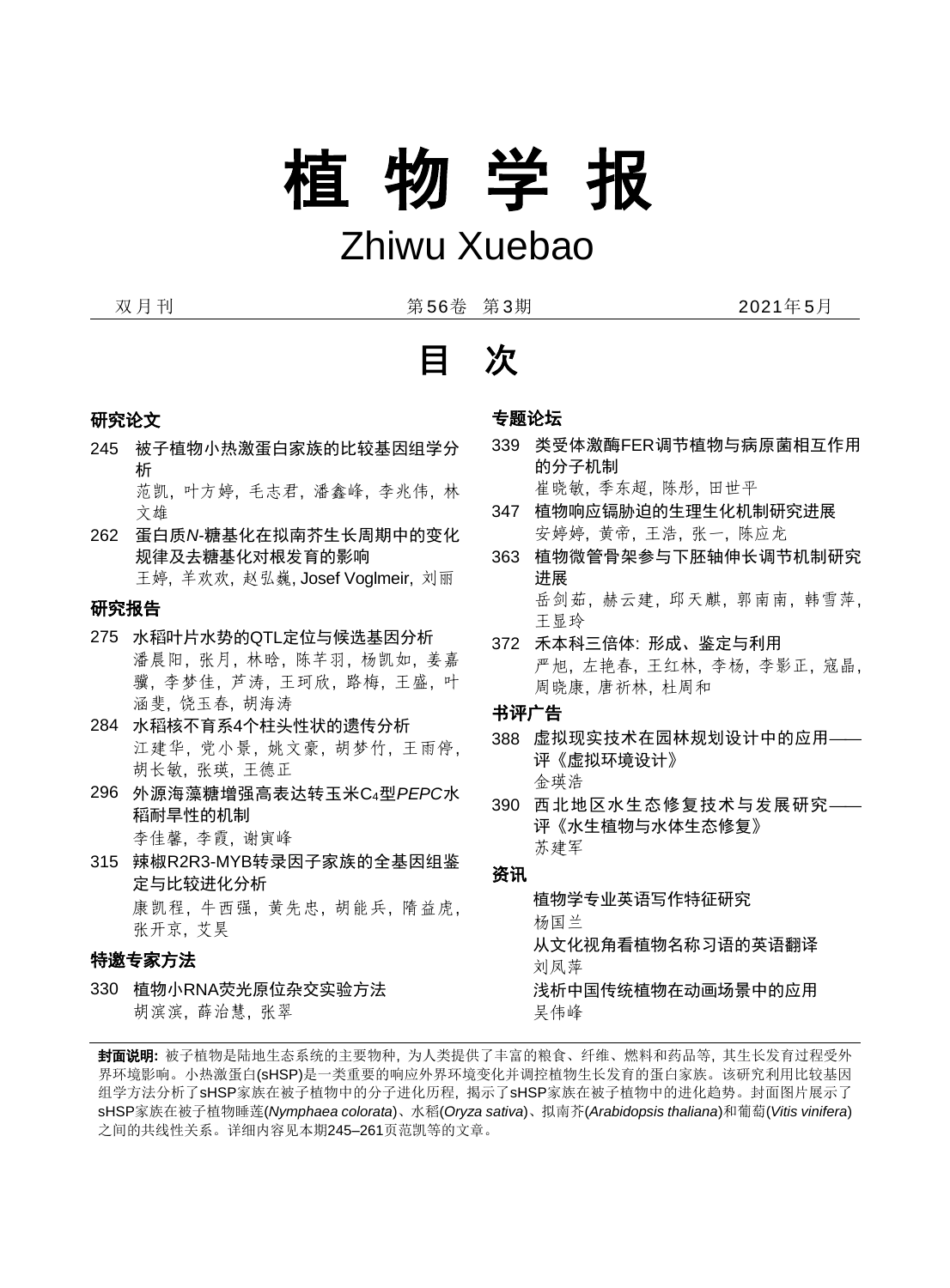# 植物学报

# Zhiwu Xuebao

双月刊　　第56卷　第3期　　2021年5月

## 目　次

### 研究论文

245　被子植物小热激蛋白家族的比较基因组学分析
　　范凯, 叶方婷, 毛志君, 潘鑫峰, 李兆伟, 林文雄

262　蛋白质*N*-糖基化在拟南芥生长周期中的变化规律及去糖基化对根发育的影响
　　王婷, 羊欢欢, 赵弘巍, Josef Voglmeir, 刘丽

### 研究报告

275　水稻叶片水势的QTL定位与候选基因分析
　　潘晨阳, 张月, 林晗, 陈芊羽, 杨凯如, 姜嘉骥, 李梦佳, 芦涛, 王珂欣, 路梅, 王盛, 叶涵斐, 饶玉春, 胡海涛

284　水稻核不育系4个柱头性状的遗传分析
　　江建华, 党小景, 姚文豪, 胡梦竹, 王雨停, 胡长敏, 张瑛, 王德正

296　外源海藻糖增强高表达转玉米$C_4$型*PEPC*水稻耐旱性的机制
　　李佳馨, 李霞, 谢寅峰

315　辣椒R2R3-MYB转录因子家族的全基因组鉴定与比较进化分析
　　康凯程, 牛西强, 黄先忠, 胡能兵, 隋益虎, 张开京, 艾昊

### 特邀专家方法

330　植物小RNA荧光原位杂交实验方法
　　胡滨滨, 薛治慧, 张翠

### 专题论坛

339　类受体激酶FER调节植物与病原菌相互作用的分子机制
　　崔晓敏, 季东超, 陈彤, 田世平

347　植物响应镉胁迫的生理生化机制研究进展
　　安婷婷, 黄帝, 王浩, 张一, 陈应龙

363　植物微管骨架参与下胚轴伸长调节机制研究进展
　　岳剑茹, 赫云建, 邱天麒, 郭南南, 韩雪萍, 王显玲

372　禾本科三倍体: 形成、鉴定与利用
　　严旭, 左艳春, 王红林, 李杨, 李影正, 寇晶, 周晓康, 唐祈林, 杜周和

### 书评广告

388　虚拟现实技术在园林规划设计中的应用——评《虚拟环境设计》
　　金瑛浩

390　西北地区水生态修复技术与发展研究——评《水生植物与水体生态修复》
　　苏建军

### 资讯

植物学专业英语写作特征研究
　　杨国兰

从文化视角看植物名称习语的英语翻译
　　刘凤萍

浅析中国传统植物在动画场景中的应用
　　吴伟峰

---

**封面说明:** 被子植物是陆地生态系统的主要物种, 为人类提供了丰富的粮食、纤维、燃料和药品等, 其生长发育过程受外界环境影响。小热激蛋白(sHSP)是一类重要的响应外界环境变化并调控植物生长发育的蛋白家族。该研究利用比较基因组学方法分析了sHSP家族在被子植物中的分子进化历程, 揭示了sHSP家族在被子植物中的进化趋势。封面图片展示了sHSP家族在被子植物睡莲(*Nymphaea colorata*)、水稻(*Oryza sativa*)、拟南芥(*Arabidopsis thaliana*)和葡萄(*Vitis vinifera*)之间的共线性关系。详细内容见本期245–261页范凯等的文章。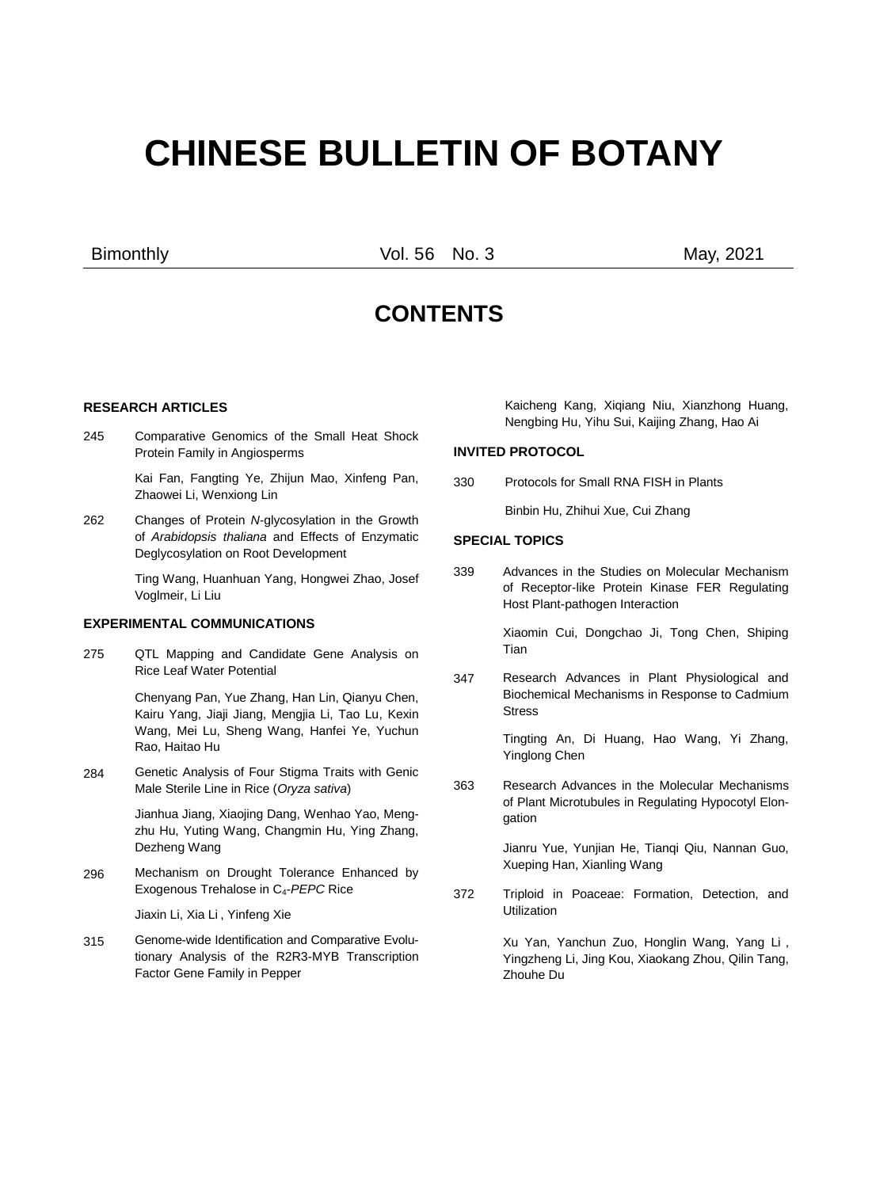# CHINESE BULLETIN OF BOTANY

Bimonthly Vol. 56 No. 3 May, 2021

## CONTENTS

### RESEARCH ARTICLES

245 Comparative Genomics of the Small Heat Shock Protein Family in Angiosperms

Kai Fan, Fangting Ye, Zhijun Mao, Xinfeng Pan, Zhaowei Li, Wenxiong Lin

262 Changes of Protein *N*-glycosylation in the Growth of *Arabidopsis thaliana* and Effects of Enzymatic Deglycosylation on Root Development

Ting Wang, Huanhuan Yang, Hongwei Zhao, Josef Voglmeir, Li Liu

### EXPERIMENTAL COMMUNICATIONS

275 QTL Mapping and Candidate Gene Analysis on Rice Leaf Water Potential

Chenyang Pan, Yue Zhang, Han Lin, Qianyu Chen, Kairu Yang, Jiaji Jiang, Mengjia Li, Tao Lu, Kexin Wang, Mei Lu, Sheng Wang, Hanfei Ye, Yuchun Rao, Haitao Hu

284 Genetic Analysis of Four Stigma Traits with Genic Male Sterile Line in Rice (*Oryza sativa*)

Jianhua Jiang, Xiaojing Dang, Wenhao Yao, Mengzhu Hu, Yuting Wang, Changmin Hu, Ying Zhang, Dezheng Wang

296 Mechanism on Drought Tolerance Enhanced by Exogenous Trehalose in $C_4$-*PEPC* Rice

Jiaxin Li, Xia Li , Yinfeng Xie

315 Genome-wide Identification and Comparative Evolutionary Analysis of the R2R3-MYB Transcription Factor Gene Family in Pepper

Kaicheng Kang, Xiqiang Niu, Xianzhong Huang, Nengbing Hu, Yihu Sui, Kaijing Zhang, Hao Ai

### INVITED PROTOCOL

330 Protocols for Small RNA FISH in Plants

Binbin Hu, Zhihui Xue, Cui Zhang

### SPECIAL TOPICS

339 Advances in the Studies on Molecular Mechanism of Receptor-like Protein Kinase FER Regulating Host Plant-pathogen Interaction

Xiaomin Cui, Dongchao Ji, Tong Chen, Shiping Tian

347 Research Advances in Plant Physiological and Biochemical Mechanisms in Response to Cadmium Stress

Tingting An, Di Huang, Hao Wang, Yi Zhang, Yinglong Chen

363 Research Advances in the Molecular Mechanisms of Plant Microtubules in Regulating Hypocotyl Elongation

Jianru Yue, Yunjian He, Tianqi Qiu, Nannan Guo, Xueping Han, Xianling Wang

372 Triploid in Poaceae: Formation, Detection, and Utilization

Xu Yan, Yanchun Zuo, Honglin Wang, Yang Li , Yingzheng Li, Jing Kou, Xiaokang Zhou, Qilin Tang, Zhouhe Du